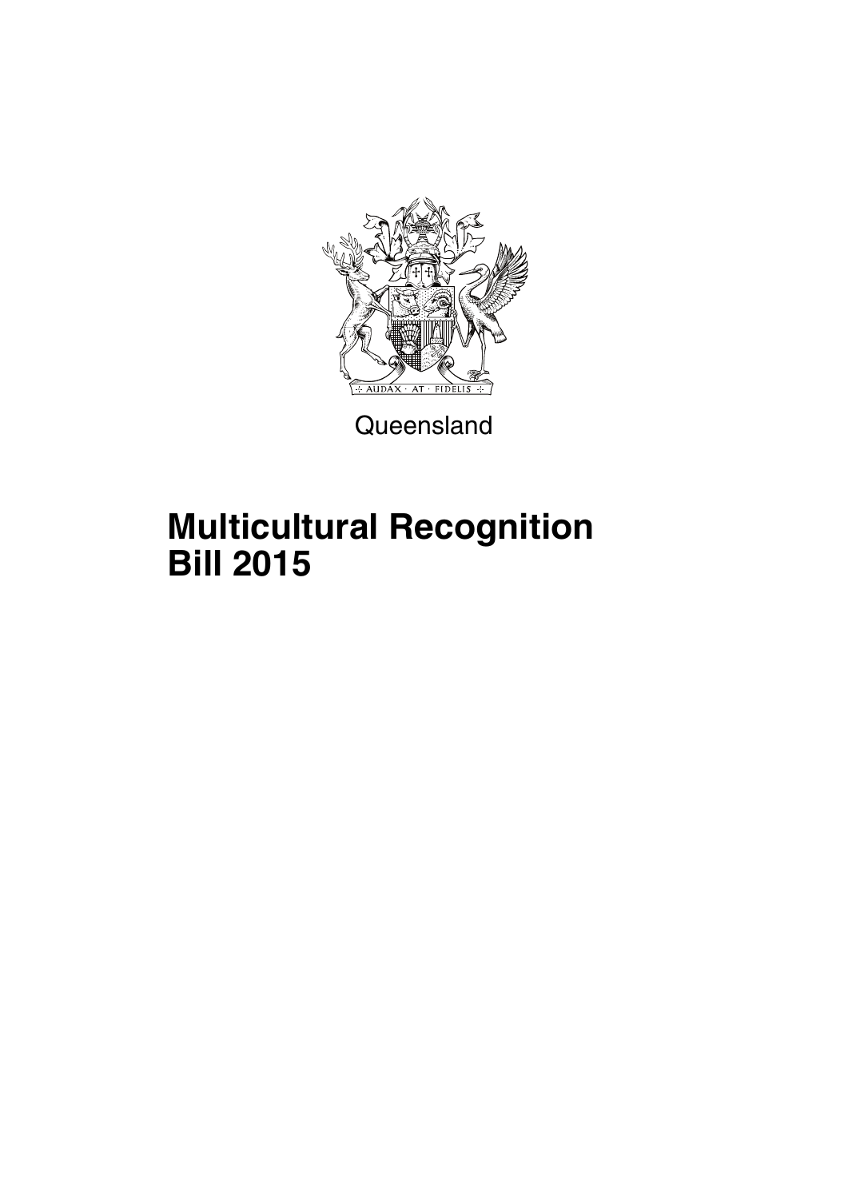Queensland

# Multicultural Recognition Bill 2015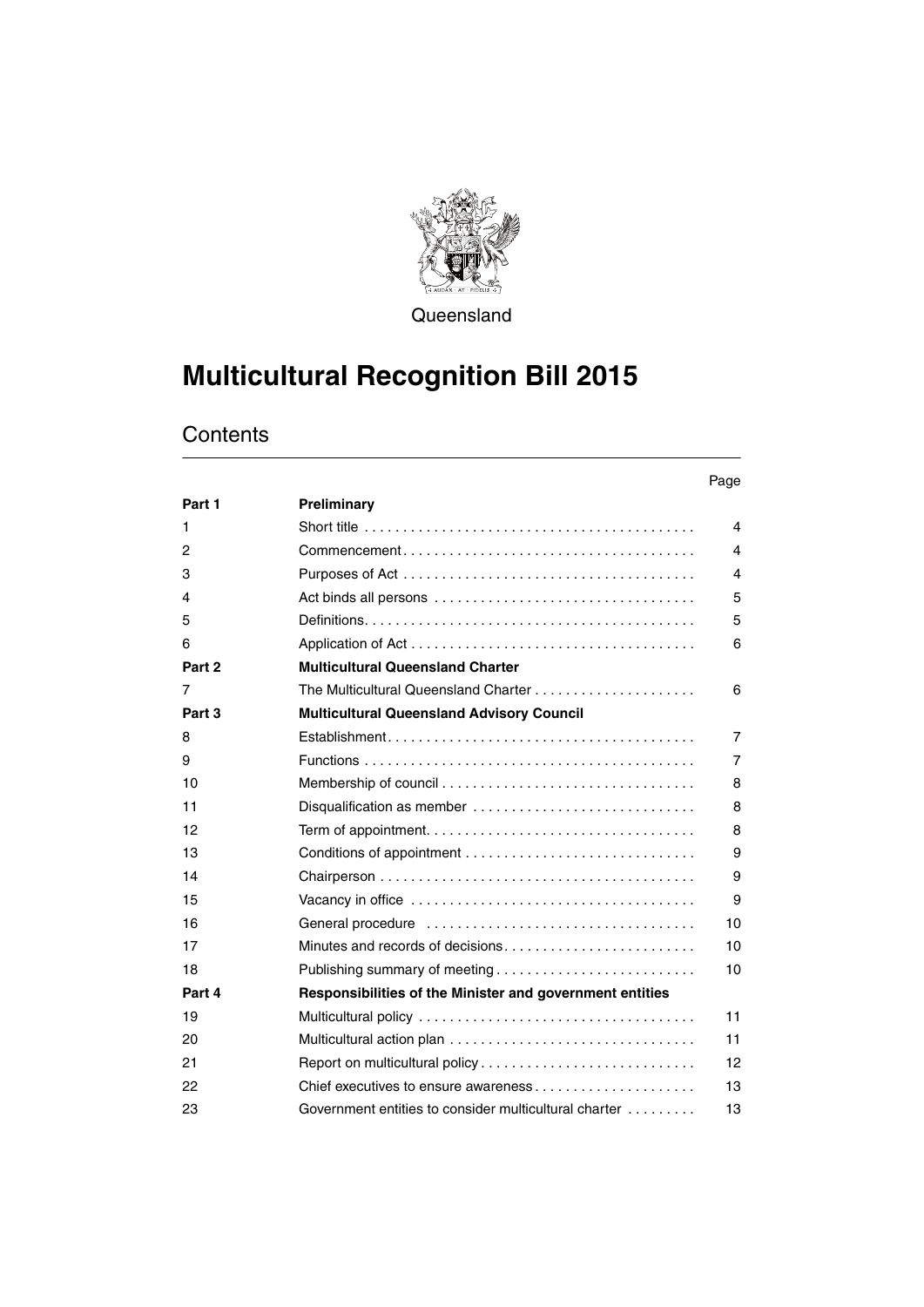Queensland

# Multicultural Recognition Bill 2015

## Contents

| | | Page |
|---|---|---|
| **Part 1** | **Preliminary** | |
| 1 | Short title | 4 |
| 2 | Commencement | 4 |
| 3 | Purposes of Act | 4 |
| 4 | Act binds all persons | 5 |
| 5 | Definitions | 5 |
| 6 | Application of Act | 6 |
| **Part 2** | **Multicultural Queensland Charter** | |
| 7 | The Multicultural Queensland Charter | 6 |
| **Part 3** | **Multicultural Queensland Advisory Council** | |
| 8 | Establishment | 7 |
| 9 | Functions | 7 |
| 10 | Membership of council | 8 |
| 11 | Disqualification as member | 8 |
| 12 | Term of appointment | 8 |
| 13 | Conditions of appointment | 9 |
| 14 | Chairperson | 9 |
| 15 | Vacancy in office | 9 |
| 16 | General procedure | 10 |
| 17 | Minutes and records of decisions | 10 |
| 18 | Publishing summary of meeting | 10 |
| **Part 4** | **Responsibilities of the Minister and government entities** | |
| 19 | Multicultural policy | 11 |
| 20 | Multicultural action plan | 11 |
| 21 | Report on multicultural policy | 12 |
| 22 | Chief executives to ensure awareness | 13 |
| 23 | Government entities to consider multicultural charter | 13 |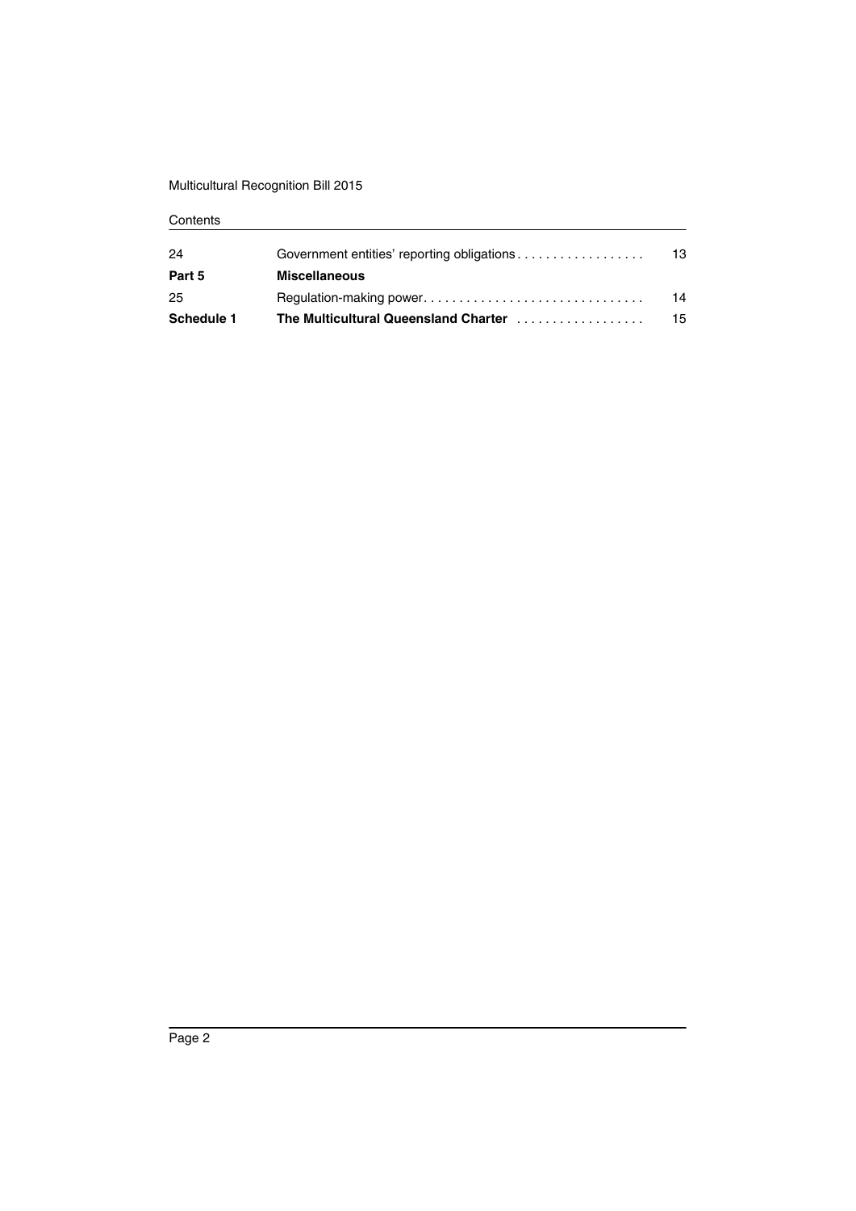| | | |
|---|---|---|
| 24 | Government entities' reporting obligations | 13 |
| **Part 5** | **Miscellaneous** | |
| 25 | Regulation-making power | 14 |
| **Schedule 1** | **The Multicultural Queensland Charter** | 15 |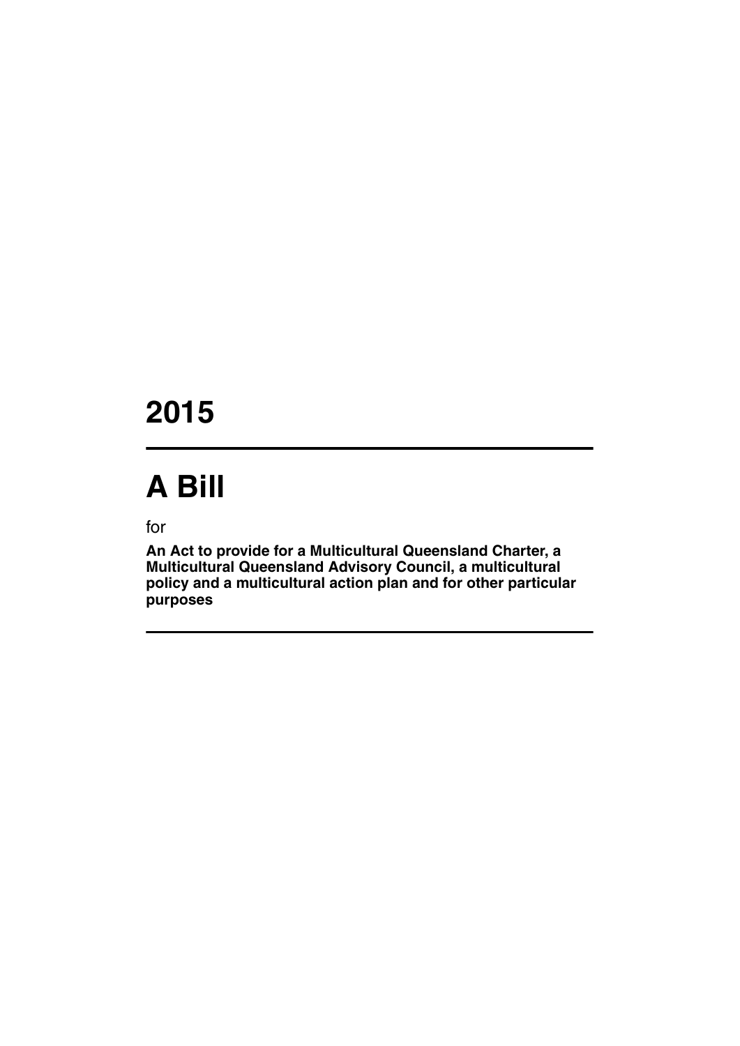# 2015

---

# A Bill

for

**An Act to provide for a Multicultural Queensland Charter, a Multicultural Queensland Advisory Council, a multicultural policy and a multicultural action plan and for other particular purposes**

---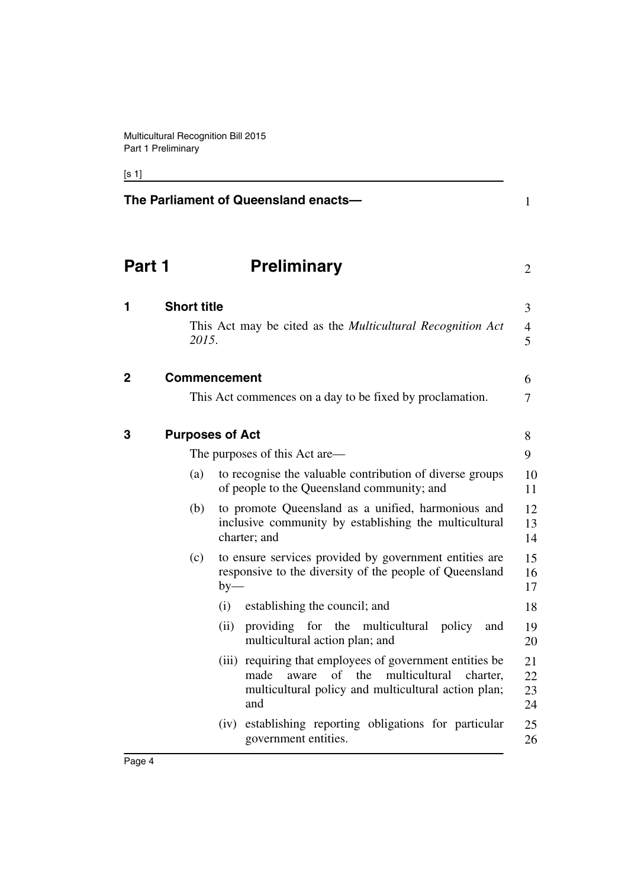**The Parliament of Queensland enacts—**

# Part 1 Preliminary

## 1 Short title

This Act may be cited as the *Multicultural Recognition Act 2015*.

## 2 Commencement

This Act commences on a day to be fixed by proclamation.

## 3 Purposes of Act

The purposes of this Act are—

(a) to recognise the valuable contribution of diverse groups of people to the Queensland community; and

(b) to promote Queensland as a unified, harmonious and inclusive community by establishing the multicultural charter; and

(c) to ensure services provided by government entities are responsive to the diversity of the people of Queensland by—

(i) establishing the council; and

(ii) providing for the multicultural policy and multicultural action plan; and

(iii) requiring that employees of government entities be made aware of the multicultural charter, multicultural policy and multicultural action plan; and

(iv) establishing reporting obligations for particular government entities.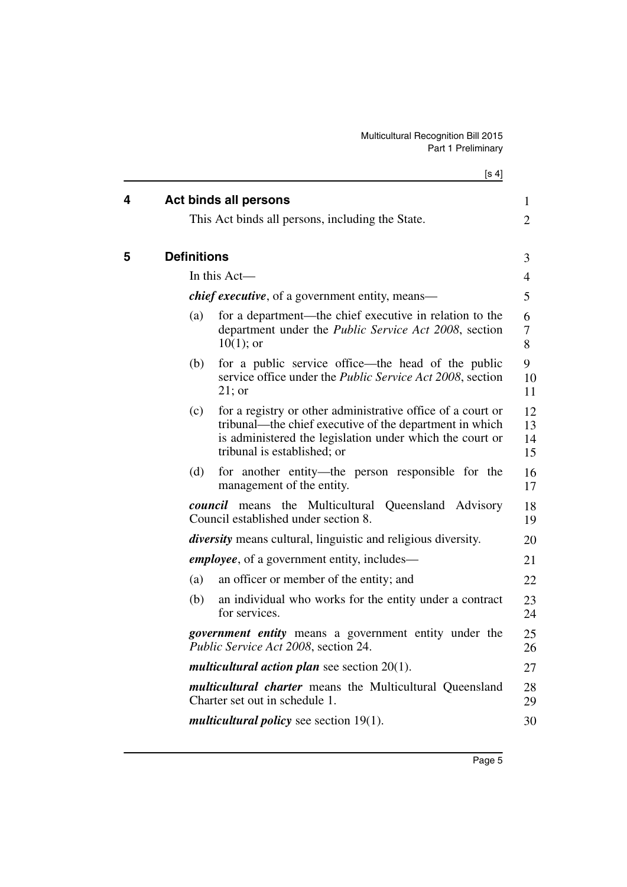## 4 Act binds all persons

This Act binds all persons, including the State.

## 5 Definitions

In this Act—

***chief executive***, of a government entity, means—

(a) for a department—the chief executive in relation to the department under the *Public Service Act 2008*, section 10(1); or

(b) for a public service office—the head of the public service office under the *Public Service Act 2008*, section 21; or

(c) for a registry or other administrative office of a court or tribunal—the chief executive of the department in which is administered the legislation under which the court or tribunal is established; or

(d) for another entity—the person responsible for the management of the entity.

***council*** means the Multicultural Queensland Advisory Council established under section 8.

***diversity*** means cultural, linguistic and religious diversity.

***employee***, of a government entity, includes—

(a) an officer or member of the entity; and

(b) an individual who works for the entity under a contract for services.

***government entity*** means a government entity under the *Public Service Act 2008*, section 24.

***multicultural action plan*** see section 20(1).

***multicultural charter*** means the Multicultural Queensland Charter set out in schedule 1.

***multicultural policy*** see section 19(1).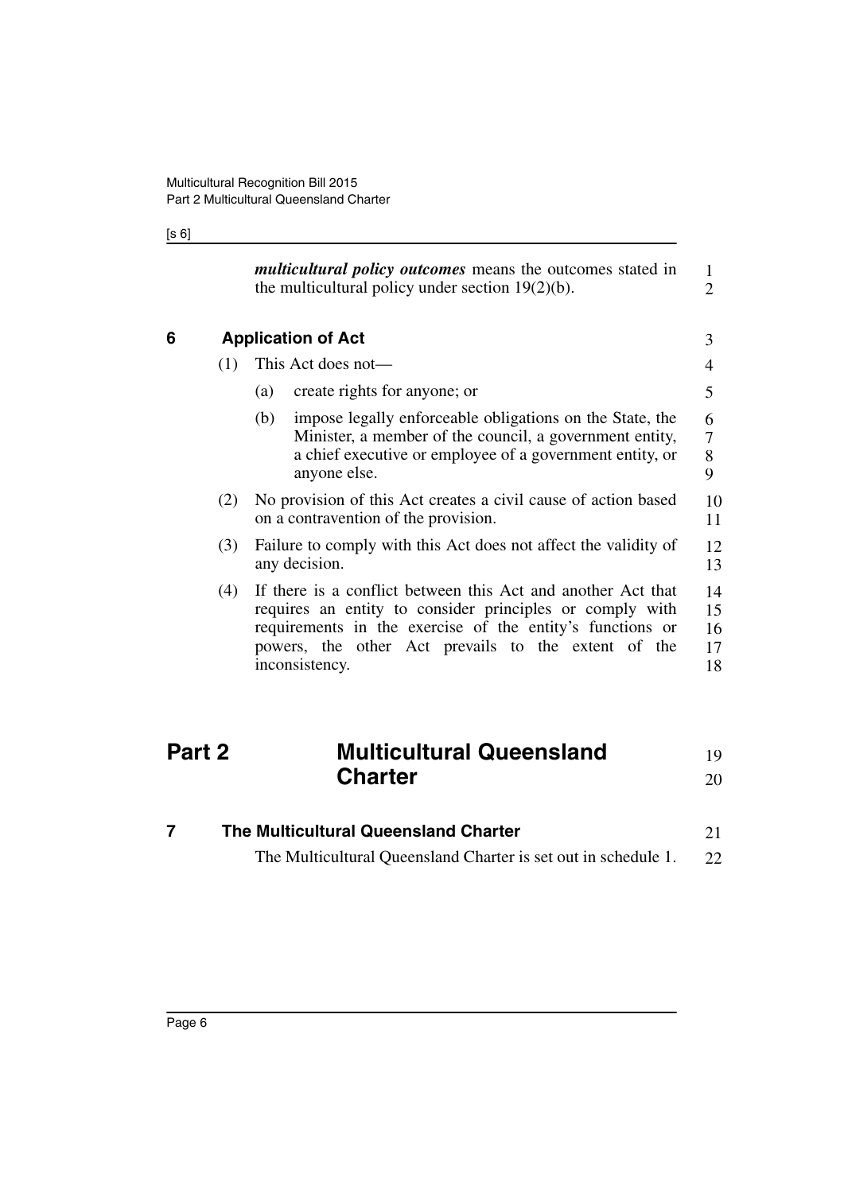***multicultural policy outcomes*** means the outcomes stated in the multicultural policy under section 19(2)(b).

### 6 Application of Act

(1) This Act does not—

(a) create rights for anyone; or

(b) impose legally enforceable obligations on the State, the Minister, a member of the council, a government entity, a chief executive or employee of a government entity, or anyone else.

(2) No provision of this Act creates a civil cause of action based on a contravention of the provision.

(3) Failure to comply with this Act does not affect the validity of any decision.

(4) If there is a conflict between this Act and another Act that requires an entity to consider principles or comply with requirements in the exercise of the entity's functions or powers, the other Act prevails to the extent of the inconsistency.

## Part 2 Multicultural Queensland Charter

### 7 The Multicultural Queensland Charter

The Multicultural Queensland Charter is set out in schedule 1.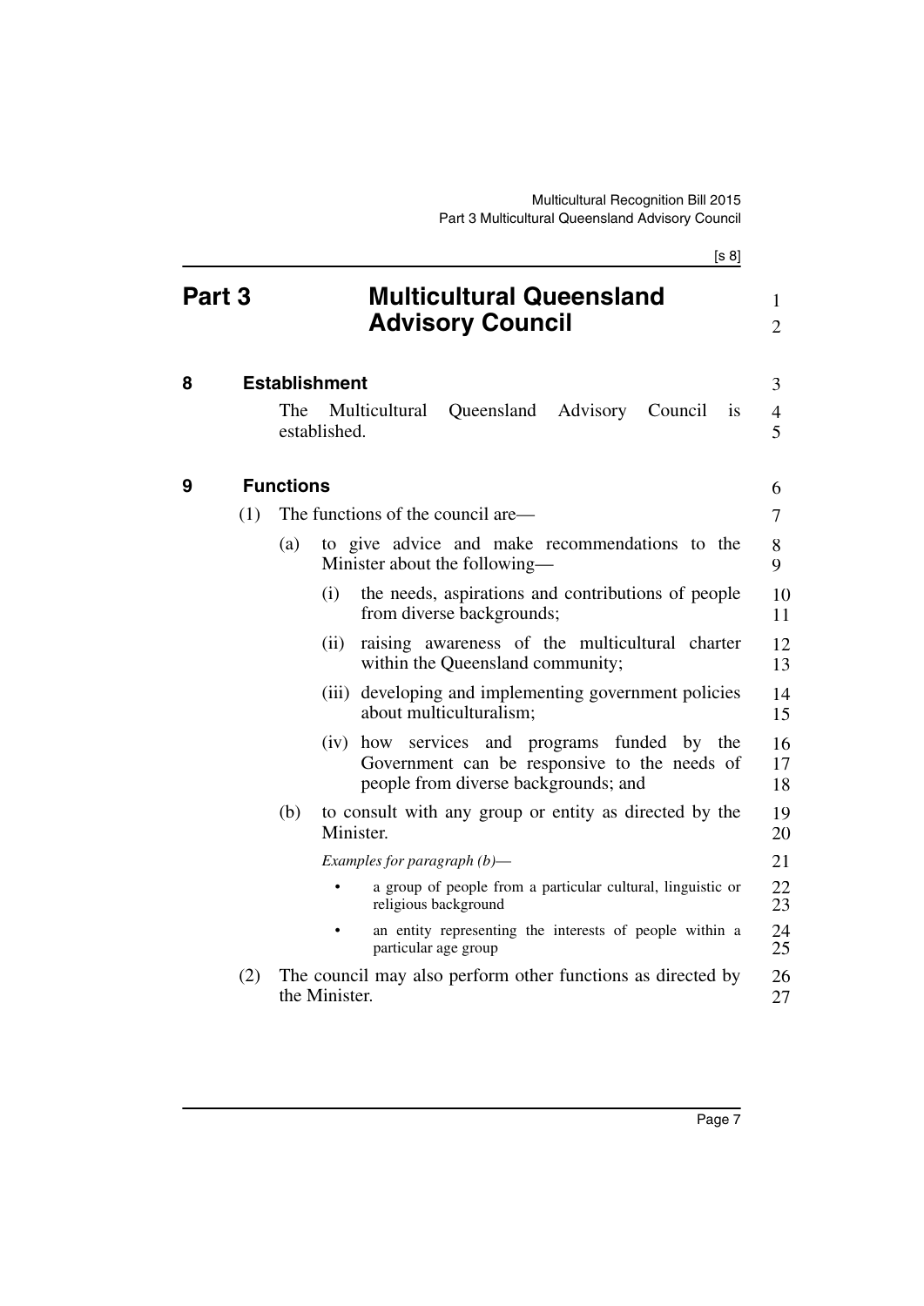# Part 3 Multicultural Queensland Advisory Council

## 8 Establishment

The Multicultural Queensland Advisory Council is established.

## 9 Functions

(1) The functions of the council are—

(a) to give advice and make recommendations to the Minister about the following—

(i) the needs, aspirations and contributions of people from diverse backgrounds;

(ii) raising awareness of the multicultural charter within the Queensland community;

(iii) developing and implementing government policies about multiculturalism;

(iv) how services and programs funded by the Government can be responsive to the needs of people from diverse backgrounds; and

(b) to consult with any group or entity as directed by the Minister.

*Examples for paragraph (b)—*

- a group of people from a particular cultural, linguistic or religious background
- an entity representing the interests of people within a particular age group

(2) The council may also perform other functions as directed by the Minister.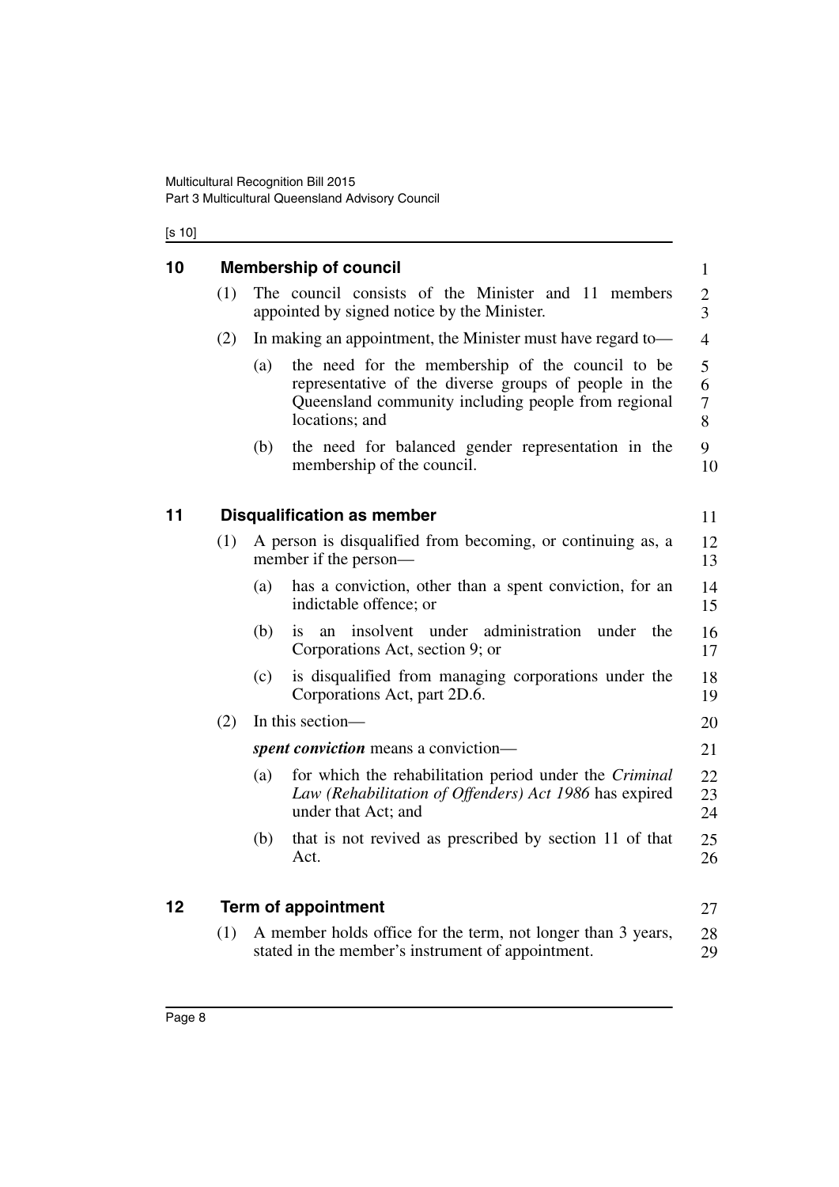## 10 Membership of council

(1) The council consists of the Minister and 11 members appointed by signed notice by the Minister.

(2) In making an appointment, the Minister must have regard to—

(a) the need for the membership of the council to be representative of the diverse groups of people in the Queensland community including people from regional locations; and

(b) the need for balanced gender representation in the membership of the council.

## 11 Disqualification as member

(1) A person is disqualified from becoming, or continuing as, a member if the person—

(a) has a conviction, other than a spent conviction, for an indictable offence; or

(b) is an insolvent under administration under the Corporations Act, section 9; or

(c) is disqualified from managing corporations under the Corporations Act, part 2D.6.

(2) In this section—

***spent conviction*** means a conviction—

(a) for which the rehabilitation period under the *Criminal Law (Rehabilitation of Offenders) Act 1986* has expired under that Act; and

(b) that is not revived as prescribed by section 11 of that Act.

## 12 Term of appointment

(1) A member holds office for the term, not longer than 3 years, stated in the member's instrument of appointment.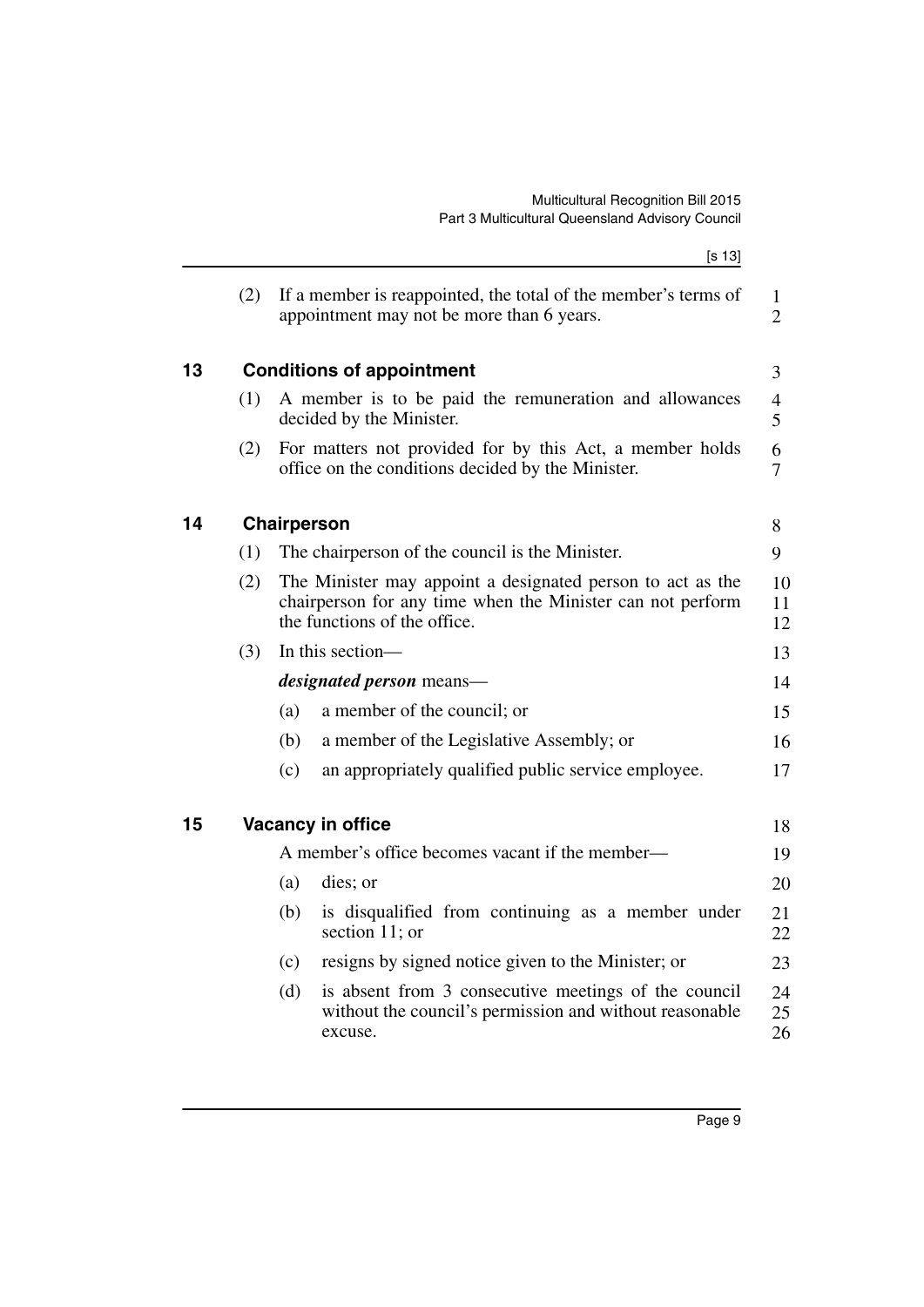(2) If a member is reappointed, the total of the member's terms of appointment may not be more than 6 years.

## 13 Conditions of appointment

(1) A member is to be paid the remuneration and allowances decided by the Minister.

(2) For matters not provided for by this Act, a member holds office on the conditions decided by the Minister.

## 14 Chairperson

(1) The chairperson of the council is the Minister.

(2) The Minister may appoint a designated person to act as the chairperson for any time when the Minister can not perform the functions of the office.

(3) In this section—

***designated person*** means—

(a) a member of the council; or

(b) a member of the Legislative Assembly; or

(c) an appropriately qualified public service employee.

## 15 Vacancy in office

A member's office becomes vacant if the member—

(a) dies; or

(b) is disqualified from continuing as a member under section 11; or

(c) resigns by signed notice given to the Minister; or

(d) is absent from 3 consecutive meetings of the council without the council's permission and without reasonable excuse.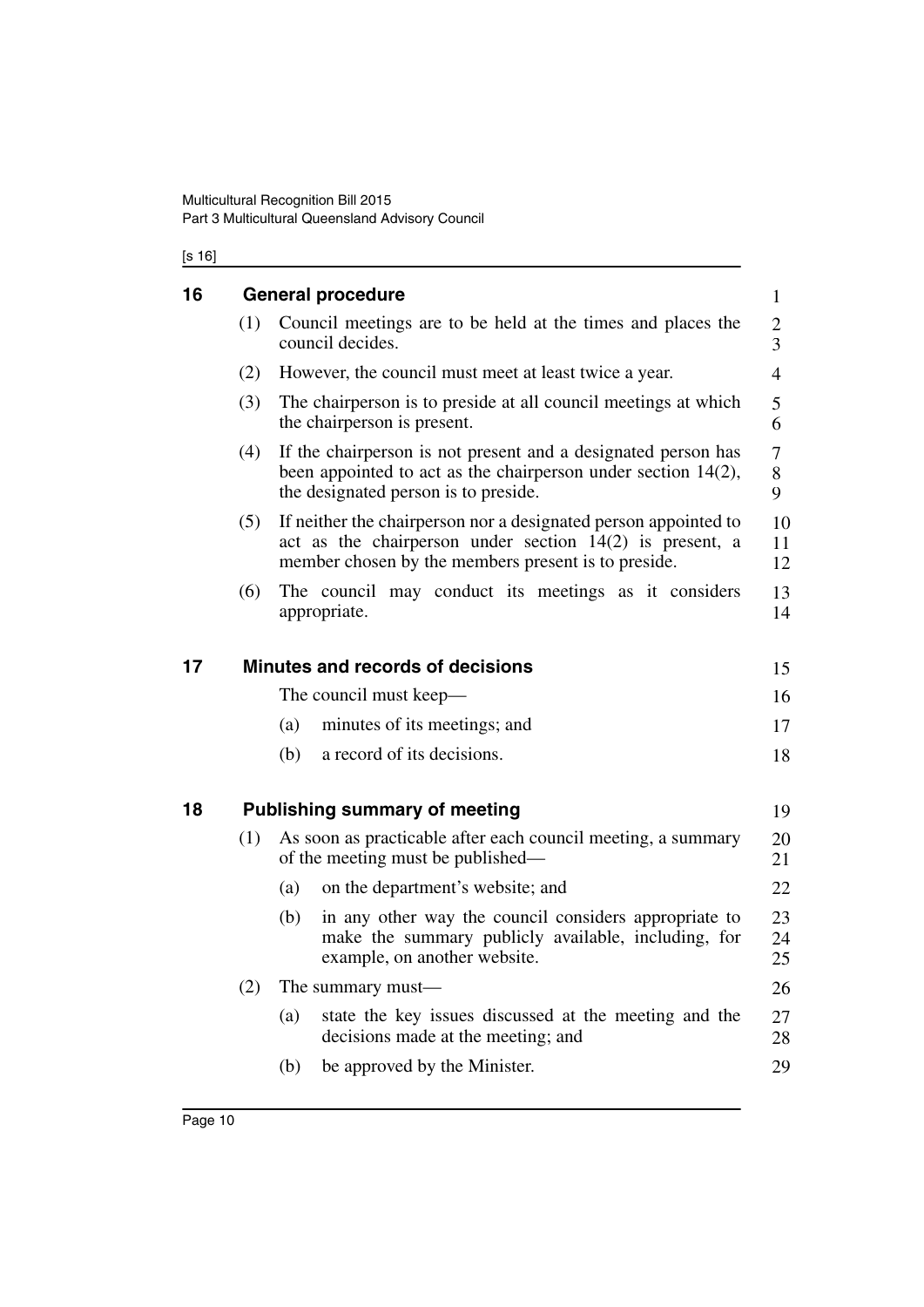## 16 General procedure

(1) Council meetings are to be held at the times and places the council decides.

(2) However, the council must meet at least twice a year.

(3) The chairperson is to preside at all council meetings at which the chairperson is present.

(4) If the chairperson is not present and a designated person has been appointed to act as the chairperson under section 14(2), the designated person is to preside.

(5) If neither the chairperson nor a designated person appointed to act as the chairperson under section 14(2) is present, a member chosen by the members present is to preside.

(6) The council may conduct its meetings as it considers appropriate.

## 17 Minutes and records of decisions

The council must keep—

(a) minutes of its meetings; and

(b) a record of its decisions.

## 18 Publishing summary of meeting

(1) As soon as practicable after each council meeting, a summary of the meeting must be published—

(a) on the department's website; and

(b) in any other way the council considers appropriate to make the summary publicly available, including, for example, on another website.

(2) The summary must—

(a) state the key issues discussed at the meeting and the decisions made at the meeting; and

(b) be approved by the Minister.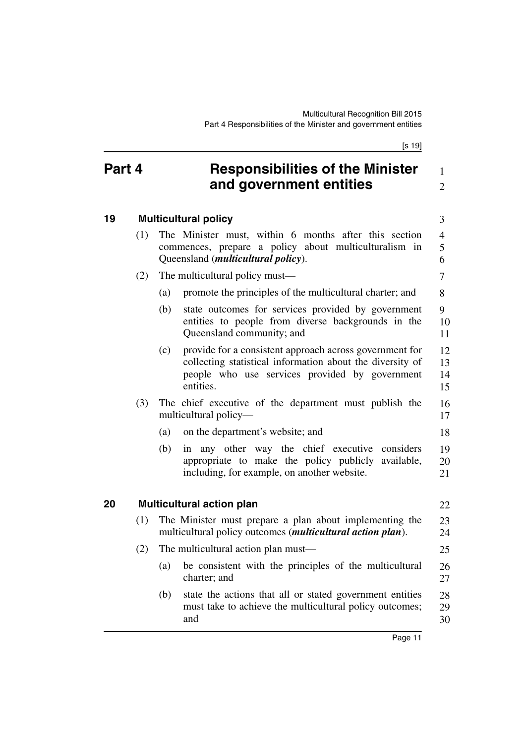# Part 4 Responsibilities of the Minister and government entities

## 19 Multicultural policy

(1) The Minister must, within 6 months after this section commences, prepare a policy about multiculturalism in Queensland (***multicultural policy***).

(2) The multicultural policy must—

(a) promote the principles of the multicultural charter; and

(b) state outcomes for services provided by government entities to people from diverse backgrounds in the Queensland community; and

(c) provide for a consistent approach across government for collecting statistical information about the diversity of people who use services provided by government entities.

(3) The chief executive of the department must publish the multicultural policy—

(a) on the department's website; and

(b) in any other way the chief executive considers appropriate to make the policy publicly available, including, for example, on another website.

## 20 Multicultural action plan

(1) The Minister must prepare a plan about implementing the multicultural policy outcomes (***multicultural action plan***).

(2) The multicultural action plan must—

(a) be consistent with the principles of the multicultural charter; and

(b) state the actions that all or stated government entities must take to achieve the multicultural policy outcomes; and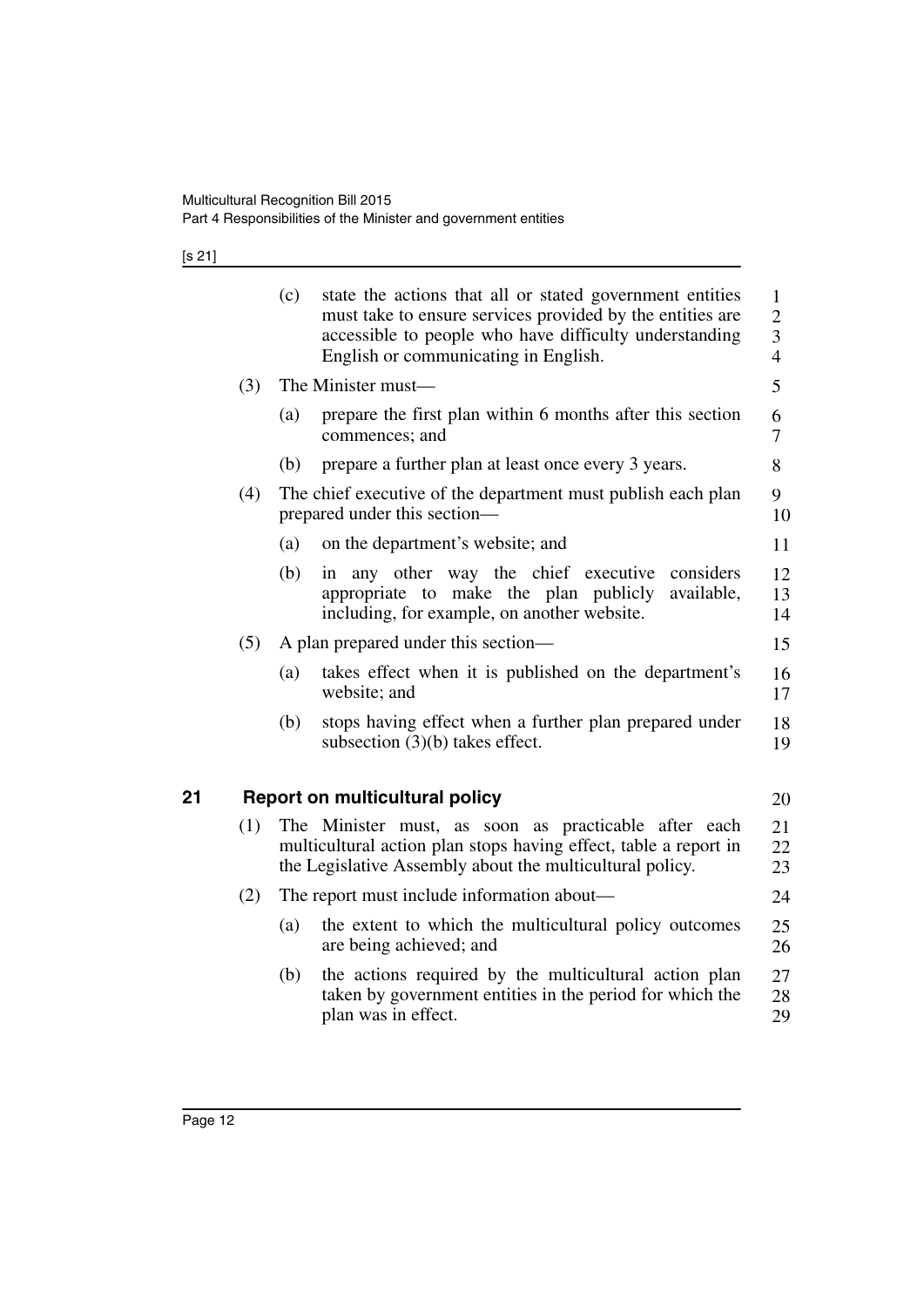(c) state the actions that all or stated government entities must take to ensure services provided by the entities are accessible to people who have difficulty understanding English or communicating in English.

(3) The Minister must—

(a) prepare the first plan within 6 months after this section commences; and

(b) prepare a further plan at least once every 3 years.

(4) The chief executive of the department must publish each plan prepared under this section—

(a) on the department's website; and

(b) in any other way the chief executive considers appropriate to make the plan publicly available, including, for example, on another website.

(5) A plan prepared under this section—

(a) takes effect when it is published on the department's website; and

(b) stops having effect when a further plan prepared under subsection (3)(b) takes effect.

## 21 Report on multicultural policy

(1) The Minister must, as soon as practicable after each multicultural action plan stops having effect, table a report in the Legislative Assembly about the multicultural policy.

(2) The report must include information about—

(a) the extent to which the multicultural policy outcomes are being achieved; and

(b) the actions required by the multicultural action plan taken by government entities in the period for which the plan was in effect.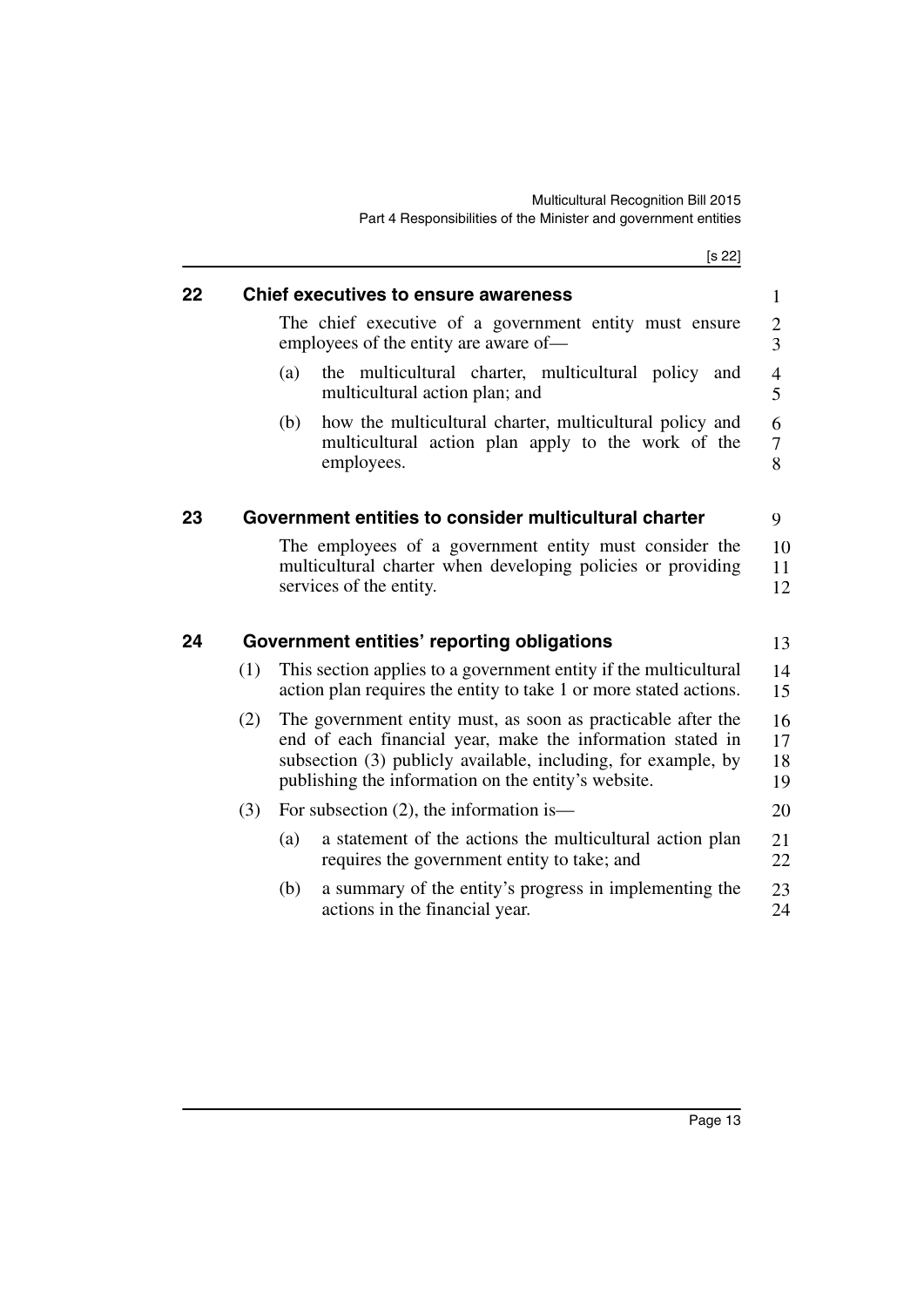## 22 Chief executives to ensure awareness

The chief executive of a government entity must ensure employees of the entity are aware of—

(a) the multicultural charter, multicultural policy and multicultural action plan; and

(b) how the multicultural charter, multicultural policy and multicultural action plan apply to the work of the employees.

## 23 Government entities to consider multicultural charter

The employees of a government entity must consider the multicultural charter when developing policies or providing services of the entity.

## 24 Government entities' reporting obligations

(1) This section applies to a government entity if the multicultural action plan requires the entity to take 1 or more stated actions.

(2) The government entity must, as soon as practicable after the end of each financial year, make the information stated in subsection (3) publicly available, including, for example, by publishing the information on the entity's website.

(3) For subsection (2), the information is—

(a) a statement of the actions the multicultural action plan requires the government entity to take; and

(b) a summary of the entity's progress in implementing the actions in the financial year.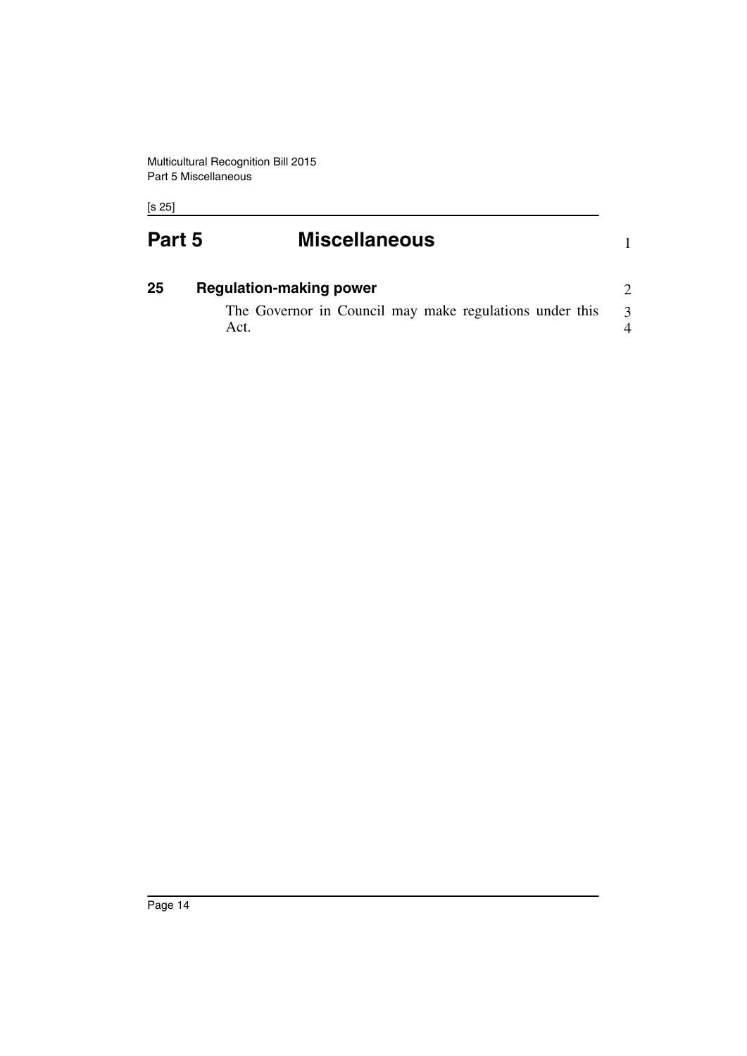# Part 5 Miscellaneous

## 25 Regulation-making power

The Governor in Council may make regulations under this Act.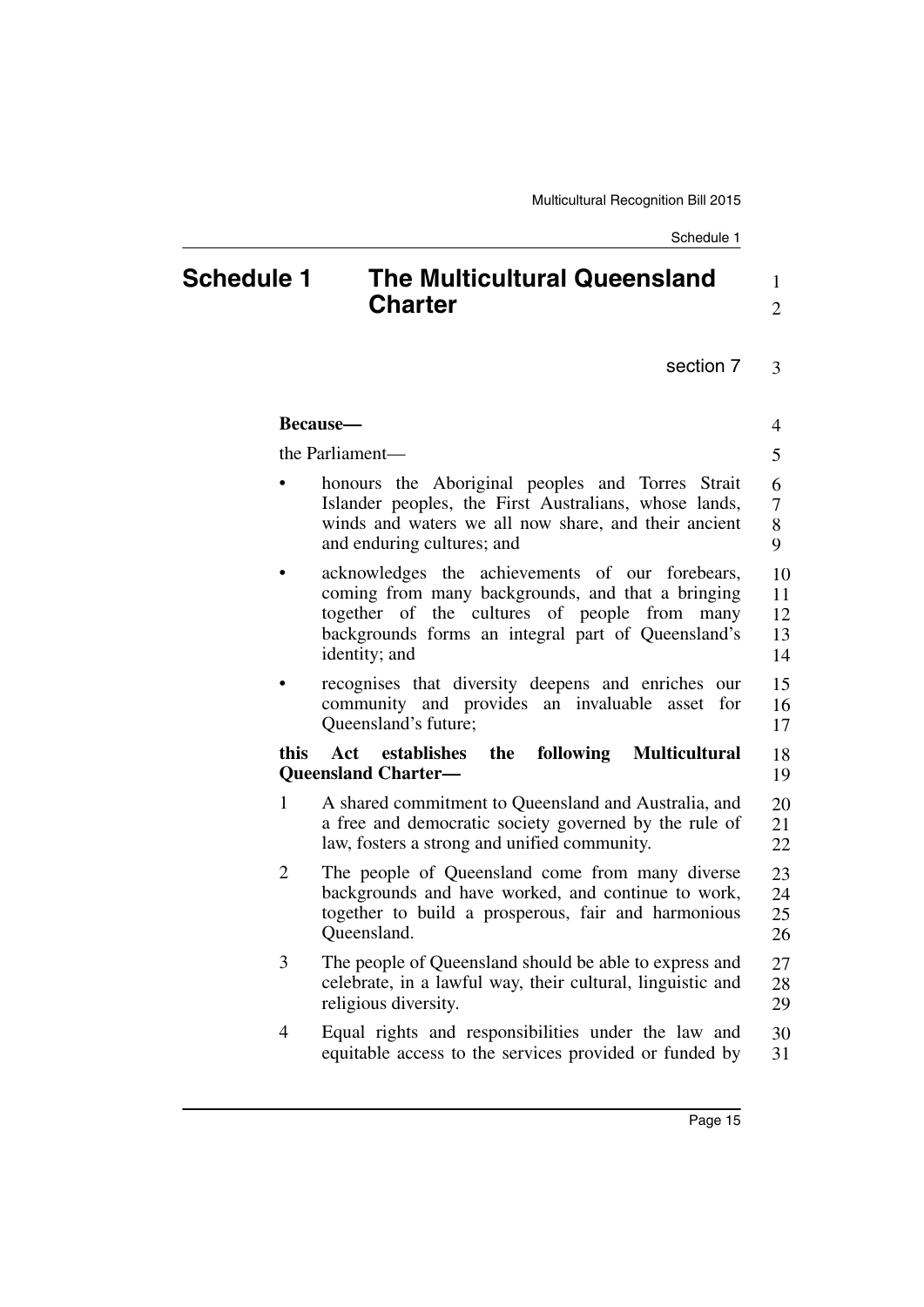# Schedule 1 The Multicultural Queensland Charter

section 7

**Because—**

the Parliament—

- honours the Aboriginal peoples and Torres Strait Islander peoples, the First Australians, whose lands, winds and waters we all now share, and their ancient and enduring cultures; and
- acknowledges the achievements of our forebears, coming from many backgrounds, and that a bringing together of the cultures of people from many backgrounds forms an integral part of Queensland's identity; and
- recognises that diversity deepens and enriches our community and provides an invaluable asset for Queensland's future;

**this Act establishes the following Multicultural Queensland Charter—**

1. A shared commitment to Queensland and Australia, and a free and democratic society governed by the rule of law, fosters a strong and unified community.
2. The people of Queensland come from many diverse backgrounds and have worked, and continue to work, together to build a prosperous, fair and harmonious Queensland.
3. The people of Queensland should be able to express and celebrate, in a lawful way, their cultural, linguistic and religious diversity.
4. Equal rights and responsibilities under the law and equitable access to the services provided or funded by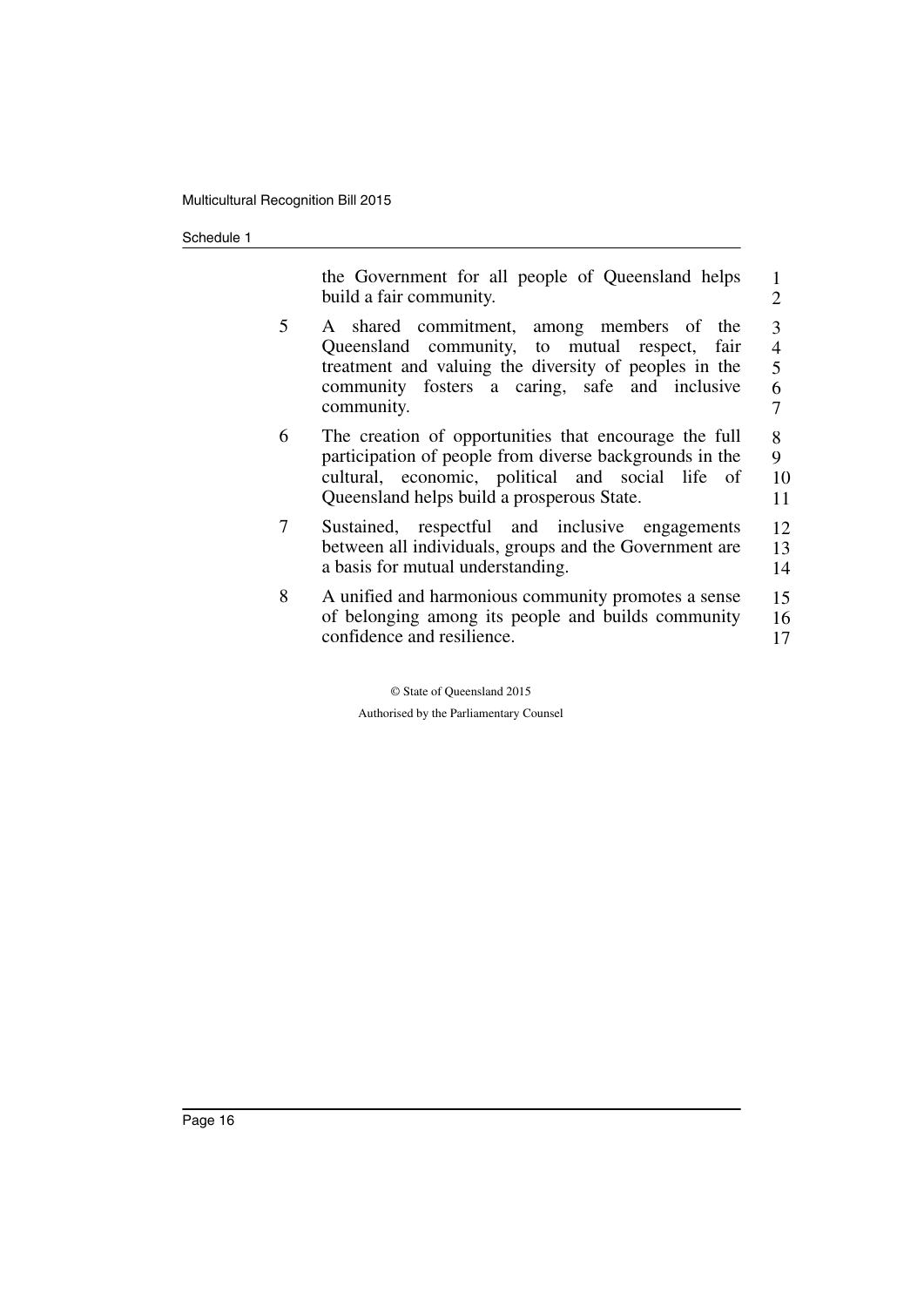the Government for all people of Queensland helps build a fair community.

5 A shared commitment, among members of the Queensland community, to mutual respect, fair treatment and valuing the diversity of peoples in the community fosters a caring, safe and inclusive community.

6 The creation of opportunities that encourage the full participation of people from diverse backgrounds in the cultural, economic, political and social life of Queensland helps build a prosperous State.

7 Sustained, respectful and inclusive engagements between all individuals, groups and the Government are a basis for mutual understanding.

8 A unified and harmonious community promotes a sense of belonging among its people and builds community confidence and resilience.

© State of Queensland 2015

Authorised by the Parliamentary Counsel